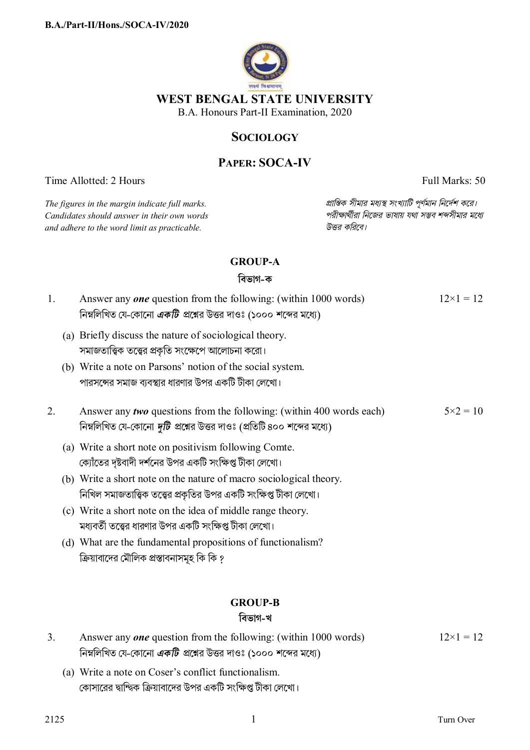# WEST BENGAL STATE UNIVERSITY

B.A. Honours Part-II Examination, 2020

## SOCIOLOGY

## PAPER: SOCA-IV

Time Allotted: 2 Hours | Full Marks: 50

*The figures in the margin indicate full marks. Candidates should answer in their own words and adhere to the word limit as practicable.*

*প্রান্তিক সীমার মধ্যস্থ সংখ্যাটি পূর্ণমান নির্দেশ করে। পরীক্ষার্থীরা নিজের ভাষায় যথা সম্ভব শব্দসীমার মধ্যে উত্তর করিবে।*

### GROUP-A
### বিভাগ-ক

1. Answer any ***one*** question from the following: (within 1000 words) — 12×1 = 12
   নিম্নলিখিত যে-কোনো ***একটি*** প্রশ্নের উত্তর দাওঃ (১০০০ শব্দের মধ্যে)

   (a) Briefly discuss the nature of sociological theory.
   সমাজতাত্ত্বিক তত্ত্বের প্রকৃতি সংক্ষেপে আলোচনা করো।

   (b) Write a note on Parsons' notion of the social system.
   পারসন্সের সমাজ ব্যবস্থার ধারণার উপর একটি টীকা লেখো।

2. Answer any ***two*** questions from the following: (within 400 words each) — 5×2 = 10
   নিম্নলিখিত যে-কোনো ***দুটি*** প্রশ্নের উত্তর দাওঃ (প্রতিটি ৪০০ শব্দের মধ্যে)

   (a) Write a short note on positivism following Comte.
   ক্যোঁতের দৃষ্টবাদী দর্শনের উপর একটি সংক্ষিপ্ত টীকা লেখো।

   (b) Write a short note on the nature of macro sociological theory.
   নিখিল সমাজতাত্ত্বিক তত্ত্বের প্রকৃতির উপর একটি সংক্ষিপ্ত টীকা লেখো।

   (c) Write a short note on the idea of middle range theory.
   মধ্যবর্তী তত্ত্বের ধারণার উপর একটি সংক্ষিপ্ত টীকা লেখো।

   (d) What are the fundamental propositions of functionalism?
   ক্রিয়াবাদের মৌলিক প্রস্তাবনাসমূহ কি কি ?

### GROUP-B
### বিভাগ-খ

3. Answer any ***one*** question from the following: (within 1000 words) — 12×1 = 12
   নিম্নলিখিত যে-কোনো ***একটি*** প্রশ্নের উত্তর দাওঃ (১০০০ শব্দের মধ্যে)

   (a) Write a note on Coser's conflict functionalism.
   কোসারের দ্বান্দ্বিক ক্রিয়াবাদের উপর একটি সংক্ষিপ্ত টীকা লেখো।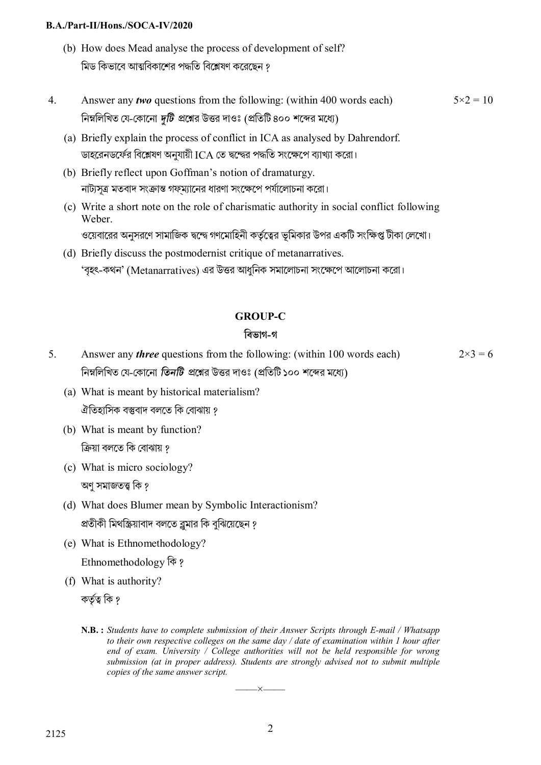(b) How does Mead analyse the process of development of self?
মিড কিভাবে আত্মবিকাশের পদ্ধতি বিশ্লেষণ করেছেন ?

4. Answer any ***two*** questions from the following: (within 400 words each) 5×2 = 10
নিম্নলিখিত যে-কোনো ***দুটি*** প্রশ্নের উত্তর দাওঃ (প্রতিটি ৪০০ শব্দের মধ্যে)

(a) Briefly explain the process of conflict in ICA as analysed by Dahrendorf.
ডাহরেনডর্ফের বিশ্লেষণ অনুযায়ী ICA তে দ্বন্দ্বের পদ্ধতি সংক্ষেপে ব্যাখ্যা করো।

(b) Briefly reflect upon Goffman's notion of dramaturgy.
নাট্যসূত্র মতবাদ সংক্রান্ত গফম্যানের ধারণা সংক্ষেপে পর্যালোচনা করো।

(c) Write a short note on the role of charismatic authority in social conflict following Weber.
ওয়েবারের অনুসরণে সামাজিক দ্বন্দ্বে গণমোহিনী কর্তৃত্বের ভূমিকার উপর একটি সংক্ষিপ্ত টীকা লেখো।

(d) Briefly discuss the postmodernist critique of metanarratives.
'বৃহৎ-কথন' (Metanarratives) এর উত্তর আধুনিক সমালোচনা সংক্ষেপে আলোচনা করো।

## GROUP-C
## বিভাগ-গ

5. Answer any ***three*** questions from the following: (within 100 words each) 2×3 = 6
নিম্নলিখিত যে-কোনো ***তিনটি*** প্রশ্নের উত্তর দাওঃ (প্রতিটি ১০০ শব্দের মধ্যে)

(a) What is meant by historical materialism?
ঐতিহাসিক বস্তুবাদ বলতে কি বোঝায় ?

(b) What is meant by function?
ক্রিয়া বলতে কি বোঝায় ?

(c) What is micro sociology?
অণু সমাজতত্ত্ব কি ?

(d) What does Blumer mean by Symbolic Interactionism?
প্রতীকী মিথস্ক্রিয়াবাদ বলতে ব্লুমার কি বুঝিয়েছেন ?

(e) What is Ethnomethodology?
Ethnomethodology কি ?

(f) What is authority?
কর্তৃত্ব কি ?

**N.B. :** *Students have to complete submission of their Answer Scripts through E-mail / Whatsapp to their own respective colleges on the same day / date of examination within 1 hour after end of exam. University / College authorities will not be held responsible for wrong submission (at in proper address). Students are strongly advised not to submit multiple copies of the same answer script.*

——×——